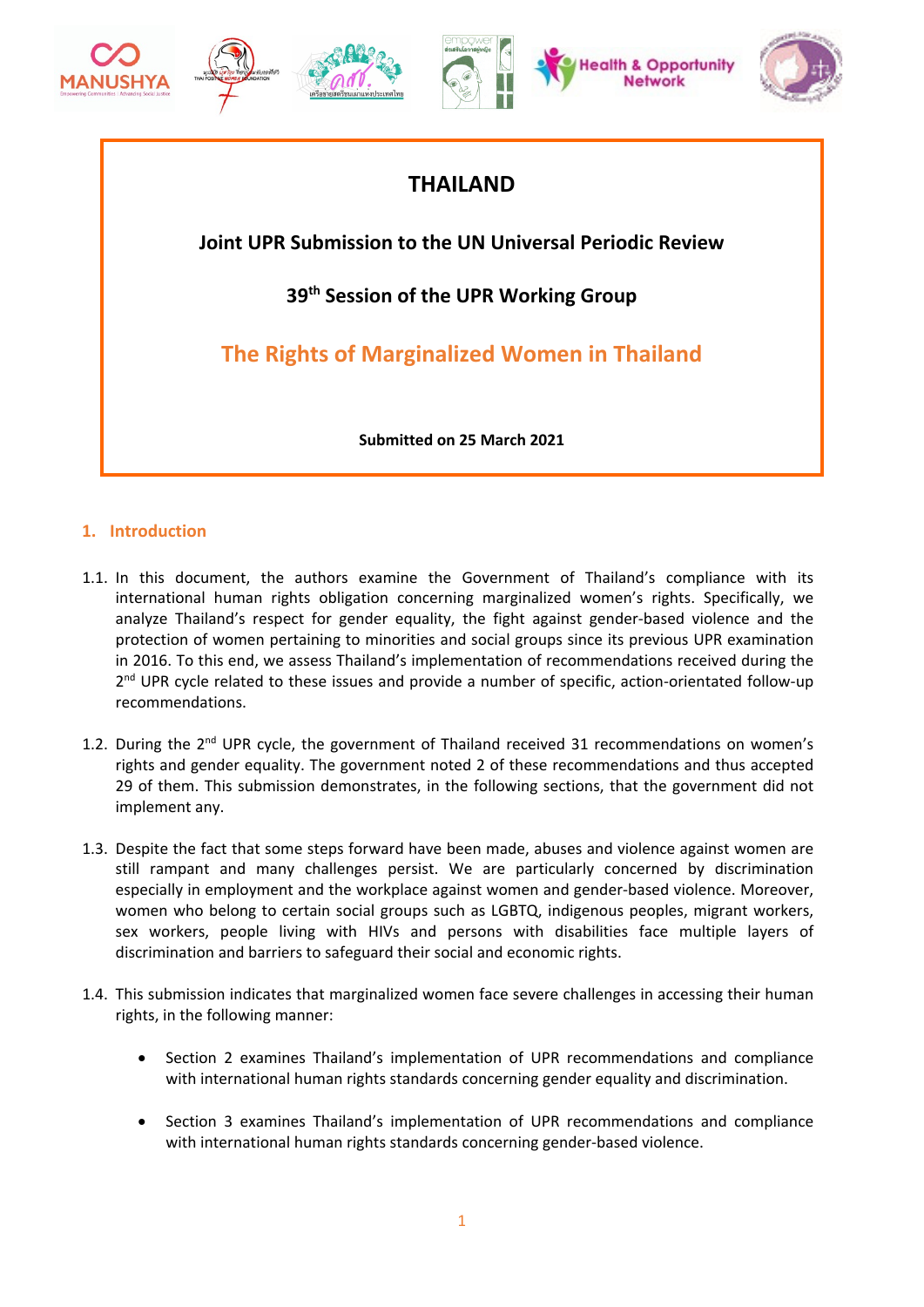# THAILAND

## Joint UPR Submission to the UN Universal Periodic Review

## 39th Session of the UPR Working Group

## The Rights of Marginalized Women in Thailand

**Submitted on 25 March 2021**

## 1. Introduction

1.1. In this document, the authors examine the Government of Thailand's compliance with its international human rights obligation concerning marginalized women's rights. Specifically, we analyze Thailand's respect for gender equality, the fight against gender-based violence and the protection of women pertaining to minorities and social groups since its previous UPR examination in 2016. To this end, we assess Thailand's implementation of recommendations received during the 2nd UPR cycle related to these issues and provide a number of specific, action-orientated follow-up recommendations.

1.2. During the 2nd UPR cycle, the government of Thailand received 31 recommendations on women's rights and gender equality. The government noted 2 of these recommendations and thus accepted 29 of them. This submission demonstrates, in the following sections, that the government did not implement any.

1.3. Despite the fact that some steps forward have been made, abuses and violence against women are still rampant and many challenges persist. We are particularly concerned by discrimination especially in employment and the workplace against women and gender-based violence. Moreover, women who belong to certain social groups such as LGBTQ, indigenous peoples, migrant workers, sex workers, people living with HIVs and persons with disabilities face multiple layers of discrimination and barriers to safeguard their social and economic rights.

1.4. This submission indicates that marginalized women face severe challenges in accessing their human rights, in the following manner:

- Section 2 examines Thailand's implementation of UPR recommendations and compliance with international human rights standards concerning gender equality and discrimination.
- Section 3 examines Thailand's implementation of UPR recommendations and compliance with international human rights standards concerning gender-based violence.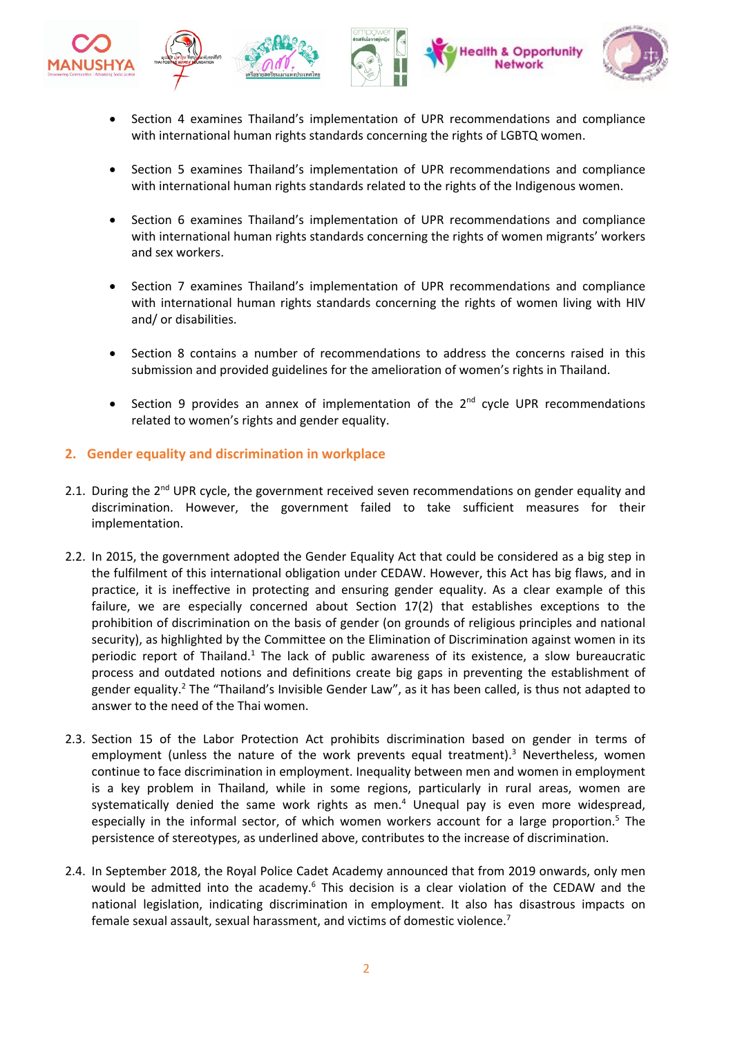- Section 4 examines Thailand's implementation of UPR recommendations and compliance with international human rights standards concerning the rights of LGBTQ women.

- Section 5 examines Thailand's implementation of UPR recommendations and compliance with international human rights standards related to the rights of the Indigenous women.

- Section 6 examines Thailand's implementation of UPR recommendations and compliance with international human rights standards concerning the rights of women migrants' workers and sex workers.

- Section 7 examines Thailand's implementation of UPR recommendations and compliance with international human rights standards concerning the rights of women living with HIV and/ or disabilities.

- Section 8 contains a number of recommendations to address the concerns raised in this submission and provided guidelines for the amelioration of women's rights in Thailand.

- Section 9 provides an annex of implementation of the 2nd cycle UPR recommendations related to women's rights and gender equality.

## 2. Gender equality and discrimination in workplace

2.1. During the 2nd UPR cycle, the government received seven recommendations on gender equality and discrimination. However, the government failed to take sufficient measures for their implementation.

2.2. In 2015, the government adopted the Gender Equality Act that could be considered as a big step in the fulfilment of this international obligation under CEDAW. However, this Act has big flaws, and in practice, it is ineffective in protecting and ensuring gender equality. As a clear example of this failure, we are especially concerned about Section 17(2) that establishes exceptions to the prohibition of discrimination on the basis of gender (on grounds of religious principles and national security), as highlighted by the Committee on the Elimination of Discrimination against women in its periodic report of Thailand.[1] The lack of public awareness of its existence, a slow bureaucratic process and outdated notions and definitions create big gaps in preventing the establishment of gender equality.[2] The "Thailand's Invisible Gender Law", as it has been called, is thus not adapted to answer to the need of the Thai women.

2.3. Section 15 of the Labor Protection Act prohibits discrimination based on gender in terms of employment (unless the nature of the work prevents equal treatment).[3] Nevertheless, women continue to face discrimination in employment. Inequality between men and women in employment is a key problem in Thailand, while in some regions, particularly in rural areas, women are systematically denied the same work rights as men.[4] Unequal pay is even more widespread, especially in the informal sector, of which women workers account for a large proportion.[5] The persistence of stereotypes, as underlined above, contributes to the increase of discrimination.

2.4. In September 2018, the Royal Police Cadet Academy announced that from 2019 onwards, only men would be admitted into the academy.[6] This decision is a clear violation of the CEDAW and the national legislation, indicating discrimination in employment. It also has disastrous impacts on female sexual assault, sexual harassment, and victims of domestic violence.[7]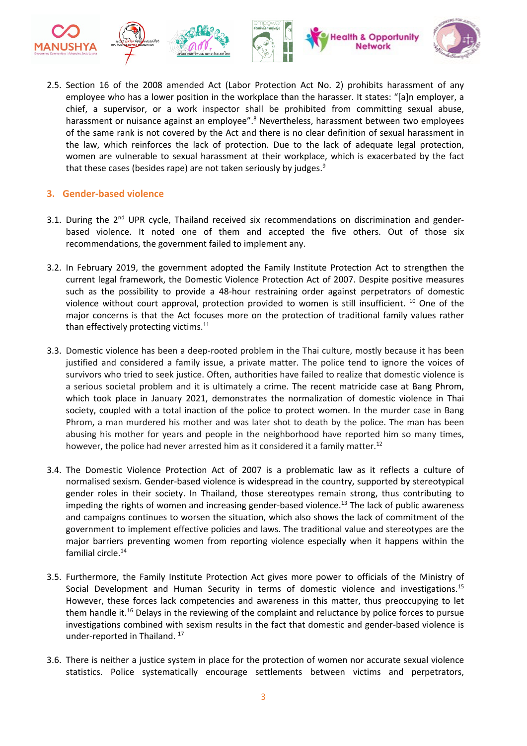2.5. Section 16 of the 2008 amended Act (Labor Protection Act No. 2) prohibits harassment of any employee who has a lower position in the workplace than the harasser. It states: "[a]n employer, a chief, a supervisor, or a work inspector shall be prohibited from committing sexual abuse, harassment or nuisance against an employee".[8] Nevertheless, harassment between two employees of the same rank is not covered by the Act and there is no clear definition of sexual harassment in the law, which reinforces the lack of protection. Due to the lack of adequate legal protection, women are vulnerable to sexual harassment at their workplace, which is exacerbated by the fact that these cases (besides rape) are not taken seriously by judges.[9]

## 3. Gender-based violence

3.1. During the 2nd UPR cycle, Thailand received six recommendations on discrimination and gender-based violence. It noted one of them and accepted the five others. Out of those six recommendations, the government failed to implement any.

3.2. In February 2019, the government adopted the Family Institute Protection Act to strengthen the current legal framework, the Domestic Violence Protection Act of 2007. Despite positive measures such as the possibility to provide a 48-hour restraining order against perpetrators of domestic violence without court approval, protection provided to women is still insufficient. [10] One of the major concerns is that the Act focuses more on the protection of traditional family values rather than effectively protecting victims.[11]

3.3. Domestic violence has been a deep-rooted problem in the Thai culture, mostly because it has been justified and considered a family issue, a private matter. The police tend to ignore the voices of survivors who tried to seek justice. Often, authorities have failed to realize that domestic violence is a serious societal problem and it is ultimately a crime. The recent matricide case at Bang Phrom, which took place in January 2021, demonstrates the normalization of domestic violence in Thai society, coupled with a total inaction of the police to protect women. In the murder case in Bang Phrom, a man murdered his mother and was later shot to death by the police. The man has been abusing his mother for years and people in the neighborhood have reported him so many times, however, the police had never arrested him as it considered it a family matter.[12]

3.4. The Domestic Violence Protection Act of 2007 is a problematic law as it reflects a culture of normalised sexism. Gender-based violence is widespread in the country, supported by stereotypical gender roles in their society. In Thailand, those stereotypes remain strong, thus contributing to impeding the rights of women and increasing gender-based violence.[13] The lack of public awareness and campaigns continues to worsen the situation, which also shows the lack of commitment of the government to implement effective policies and laws. The traditional value and stereotypes are the major barriers preventing women from reporting violence especially when it happens within the familial circle.[14]

3.5. Furthermore, the Family Institute Protection Act gives more power to officials of the Ministry of Social Development and Human Security in terms of domestic violence and investigations.[15] However, these forces lack competencies and awareness in this matter, thus preoccupying to let them handle it.[16] Delays in the reviewing of the complaint and reluctance by police forces to pursue investigations combined with sexism results in the fact that domestic and gender-based violence is under-reported in Thailand. [17]

3.6. There is neither a justice system in place for the protection of women nor accurate sexual violence statistics. Police systematically encourage settlements between victims and perpetrators,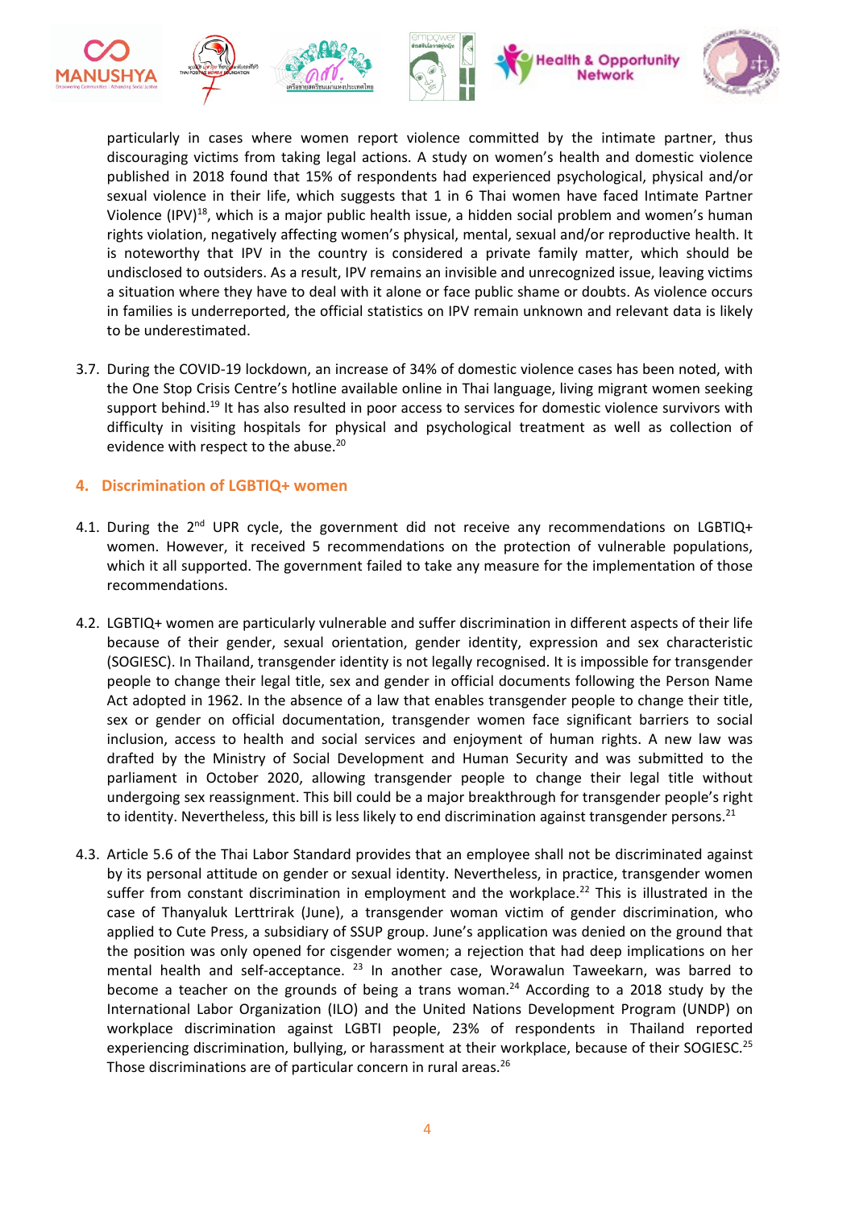particularly in cases where women report violence committed by the intimate partner, thus discouraging victims from taking legal actions. A study on women's health and domestic violence published in 2018 found that 15% of respondents had experienced psychological, physical and/or sexual violence in their life, which suggests that 1 in 6 Thai women have faced Intimate Partner Violence (IPV)[18], which is a major public health issue, a hidden social problem and women's human rights violation, negatively affecting women's physical, mental, sexual and/or reproductive health. It is noteworthy that IPV in the country is considered a private family matter, which should be undisclosed to outsiders. As a result, IPV remains an invisible and unrecognized issue, leaving victims a situation where they have to deal with it alone or face public shame or doubts. As violence occurs in families is underreported, the official statistics on IPV remain unknown and relevant data is likely to be underestimated.

3.7. During the COVID-19 lockdown, an increase of 34% of domestic violence cases has been noted, with the One Stop Crisis Centre's hotline available online in Thai language, living migrant women seeking support behind.[19] It has also resulted in poor access to services for domestic violence survivors with difficulty in visiting hospitals for physical and psychological treatment as well as collection of evidence with respect to the abuse.[20]

## 4. Discrimination of LGBTIQ+ women

4.1. During the 2nd UPR cycle, the government did not receive any recommendations on LGBTIQ+ women. However, it received 5 recommendations on the protection of vulnerable populations, which it all supported. The government failed to take any measure for the implementation of those recommendations.

4.2. LGBTIQ+ women are particularly vulnerable and suffer discrimination in different aspects of their life because of their gender, sexual orientation, gender identity, expression and sex characteristic (SOGIESC). In Thailand, transgender identity is not legally recognised. It is impossible for transgender people to change their legal title, sex and gender in official documents following the Person Name Act adopted in 1962. In the absence of a law that enables transgender people to change their title, sex or gender on official documentation, transgender women face significant barriers to social inclusion, access to health and social services and enjoyment of human rights. A new law was drafted by the Ministry of Social Development and Human Security and was submitted to the parliament in October 2020, allowing transgender people to change their legal title without undergoing sex reassignment. This bill could be a major breakthrough for transgender people's right to identity. Nevertheless, this bill is less likely to end discrimination against transgender persons.[21]

4.3. Article 5.6 of the Thai Labor Standard provides that an employee shall not be discriminated against by its personal attitude on gender or sexual identity. Nevertheless, in practice, transgender women suffer from constant discrimination in employment and the workplace.[22] This is illustrated in the case of Thanyaluk Lerttrirak (June), a transgender woman victim of gender discrimination, who applied to Cute Press, a subsidiary of SSUP group. June's application was denied on the ground that the position was only opened for cisgender women; a rejection that had deep implications on her mental health and self-acceptance. [23] In another case, Worawalun Taweekarn, was barred to become a teacher on the grounds of being a trans woman.[24] According to a 2018 study by the International Labor Organization (ILO) and the United Nations Development Program (UNDP) on workplace discrimination against LGBTI people, 23% of respondents in Thailand reported experiencing discrimination, bullying, or harassment at their workplace, because of their SOGIESC.[25] Those discriminations are of particular concern in rural areas.[26]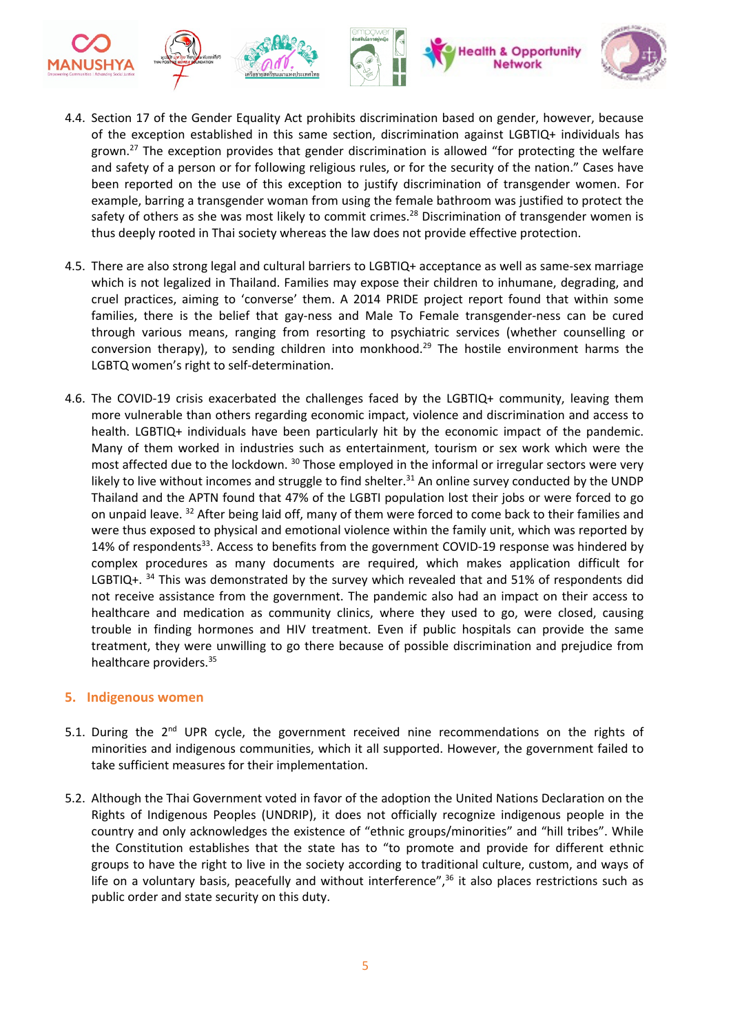4.4. Section 17 of the Gender Equality Act prohibits discrimination based on gender, however, because of the exception established in this same section, discrimination against LGBTIQ+ individuals has grown.[27] The exception provides that gender discrimination is allowed "for protecting the welfare and safety of a person or for following religious rules, or for the security of the nation." Cases have been reported on the use of this exception to justify discrimination of transgender women. For example, barring a transgender woman from using the female bathroom was justified to protect the safety of others as she was most likely to commit crimes.[28] Discrimination of transgender women is thus deeply rooted in Thai society whereas the law does not provide effective protection.

4.5. There are also strong legal and cultural barriers to LGBTIQ+ acceptance as well as same-sex marriage which is not legalized in Thailand. Families may expose their children to inhumane, degrading, and cruel practices, aiming to 'converse' them. A 2014 PRIDE project report found that within some families, there is the belief that gay-ness and Male To Female transgender-ness can be cured through various means, ranging from resorting to psychiatric services (whether counselling or conversion therapy), to sending children into monkhood.[29] The hostile environment harms the LGBTQ women's right to self-determination.

4.6. The COVID-19 crisis exacerbated the challenges faced by the LGBTIQ+ community, leaving them more vulnerable than others regarding economic impact, violence and discrimination and access to health. LGBTIQ+ individuals have been particularly hit by the economic impact of the pandemic. Many of them worked in industries such as entertainment, tourism or sex work which were the most affected due to the lockdown. [30] Those employed in the informal or irregular sectors were very likely to live without incomes and struggle to find shelter.[31] An online survey conducted by the UNDP Thailand and the APTN found that 47% of the LGBTI population lost their jobs or were forced to go on unpaid leave. [32] After being laid off, many of them were forced to come back to their families and were thus exposed to physical and emotional violence within the family unit, which was reported by 14% of respondents[33]. Access to benefits from the government COVID-19 response was hindered by complex procedures as many documents are required, which makes application difficult for LGBTIQ+. [34] This was demonstrated by the survey which revealed that and 51% of respondents did not receive assistance from the government. The pandemic also had an impact on their access to healthcare and medication as community clinics, where they used to go, were closed, causing trouble in finding hormones and HIV treatment. Even if public hospitals can provide the same treatment, they were unwilling to go there because of possible discrimination and prejudice from healthcare providers.[35]

## 5. Indigenous women

5.1. During the 2nd UPR cycle, the government received nine recommendations on the rights of minorities and indigenous communities, which it all supported. However, the government failed to take sufficient measures for their implementation.

5.2. Although the Thai Government voted in favor of the adoption the United Nations Declaration on the Rights of Indigenous Peoples (UNDRIP), it does not officially recognize indigenous people in the country and only acknowledges the existence of "ethnic groups/minorities" and "hill tribes". While the Constitution establishes that the state has to "to promote and provide for different ethnic groups to have the right to live in the society according to traditional culture, custom, and ways of life on a voluntary basis, peacefully and without interference",[36] it also places restrictions such as public order and state security on this duty.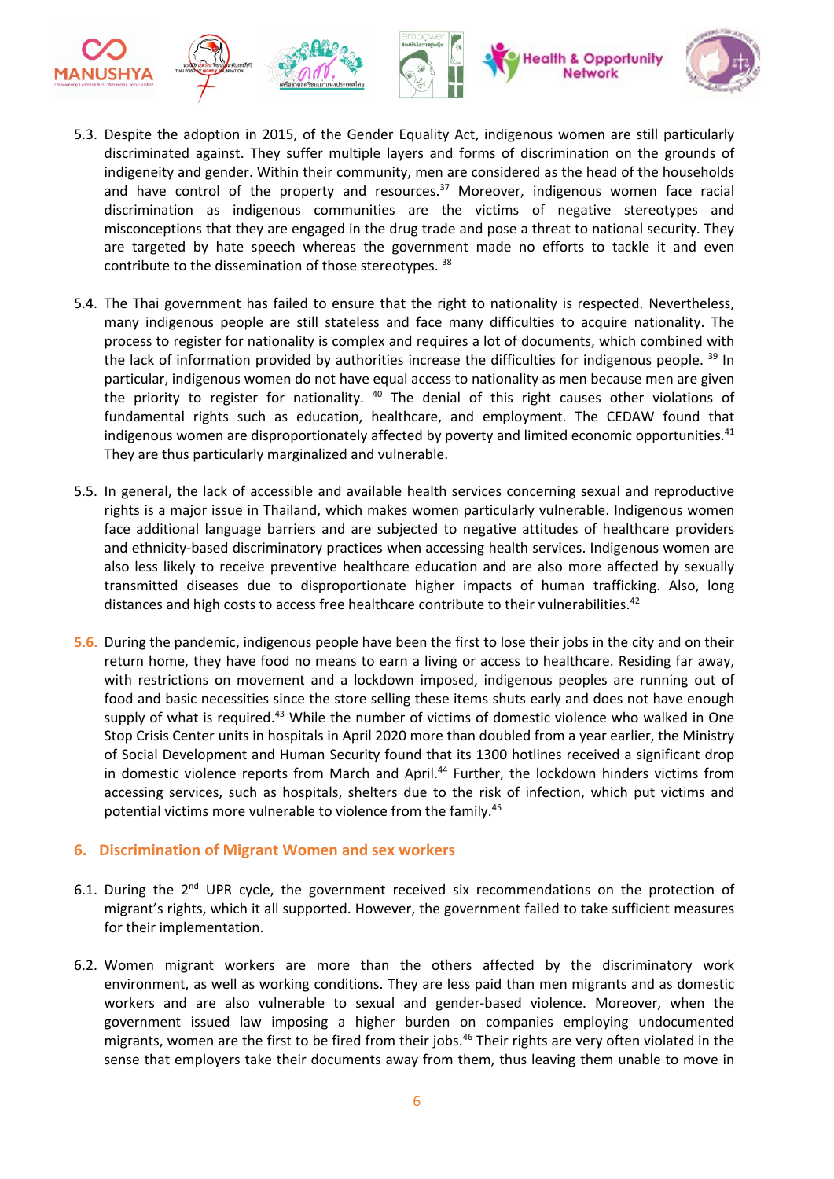5.3. Despite the adoption in 2015, of the Gender Equality Act, indigenous women are still particularly discriminated against. They suffer multiple layers and forms of discrimination on the grounds of indigeneity and gender. Within their community, men are considered as the head of the households and have control of the property and resources.[37] Moreover, indigenous women face racial discrimination as indigenous communities are the victims of negative stereotypes and misconceptions that they are engaged in the drug trade and pose a threat to national security. They are targeted by hate speech whereas the government made no efforts to tackle it and even contribute to the dissemination of those stereotypes. [38]

5.4. The Thai government has failed to ensure that the right to nationality is respected. Nevertheless, many indigenous people are still stateless and face many difficulties to acquire nationality. The process to register for nationality is complex and requires a lot of documents, which combined with the lack of information provided by authorities increase the difficulties for indigenous people. [39] In particular, indigenous women do not have equal access to nationality as men because men are given the priority to register for nationality. [40] The denial of this right causes other violations of fundamental rights such as education, healthcare, and employment. The CEDAW found that indigenous women are disproportionately affected by poverty and limited economic opportunities.[41] They are thus particularly marginalized and vulnerable.

5.5. In general, the lack of accessible and available health services concerning sexual and reproductive rights is a major issue in Thailand, which makes women particularly vulnerable. Indigenous women face additional language barriers and are subjected to negative attitudes of healthcare providers and ethnicity-based discriminatory practices when accessing health services. Indigenous women are also less likely to receive preventive healthcare education and are also more affected by sexually transmitted diseases due to disproportionate higher impacts of human trafficking. Also, long distances and high costs to access free healthcare contribute to their vulnerabilities.[42]

5.6. During the pandemic, indigenous people have been the first to lose their jobs in the city and on their return home, they have food no means to earn a living or access to healthcare. Residing far away, with restrictions on movement and a lockdown imposed, indigenous peoples are running out of food and basic necessities since the store selling these items shuts early and does not have enough supply of what is required.[43] While the number of victims of domestic violence who walked in One Stop Crisis Center units in hospitals in April 2020 more than doubled from a year earlier, the Ministry of Social Development and Human Security found that its 1300 hotlines received a significant drop in domestic violence reports from March and April.[44] Further, the lockdown hinders victims from accessing services, such as hospitals, shelters due to the risk of infection, which put victims and potential victims more vulnerable to violence from the family.[45]

## 6. Discrimination of Migrant Women and sex workers

6.1. During the 2nd UPR cycle, the government received six recommendations on the protection of migrant's rights, which it all supported. However, the government failed to take sufficient measures for their implementation.

6.2. Women migrant workers are more than the others affected by the discriminatory work environment, as well as working conditions. They are less paid than men migrants and as domestic workers and are also vulnerable to sexual and gender-based violence. Moreover, when the government issued law imposing a higher burden on companies employing undocumented migrants, women are the first to be fired from their jobs.[46] Their rights are very often violated in the sense that employers take their documents away from them, thus leaving them unable to move in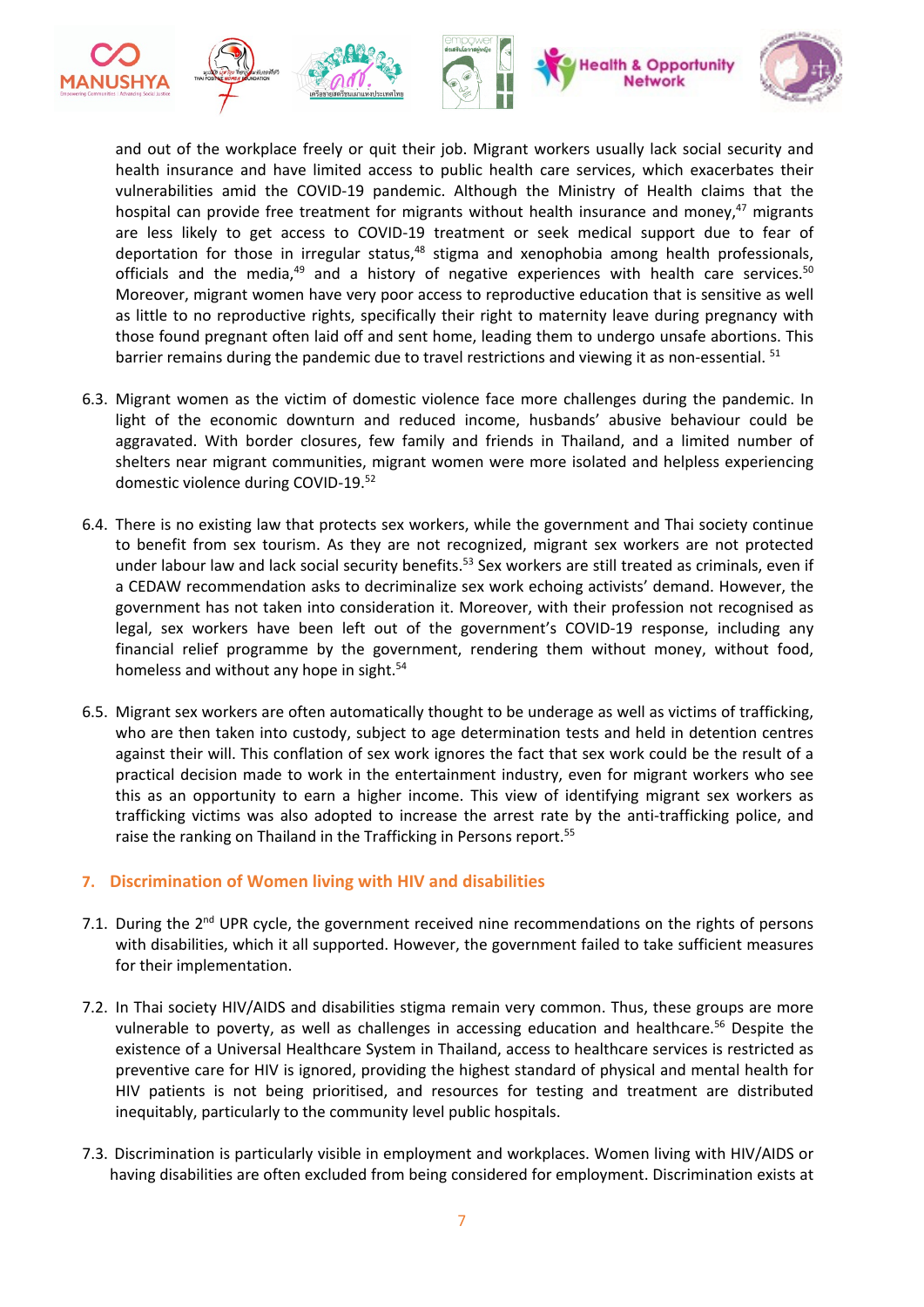and out of the workplace freely or quit their job. Migrant workers usually lack social security and health insurance and have limited access to public health care services, which exacerbates their vulnerabilities amid the COVID-19 pandemic. Although the Ministry of Health claims that the hospital can provide free treatment for migrants without health insurance and money,[47] migrants are less likely to get access to COVID-19 treatment or seek medical support due to fear of deportation for those in irregular status,[48] stigma and xenophobia among health professionals, officials and the media,[49] and a history of negative experiences with health care services.[50] Moreover, migrant women have very poor access to reproductive education that is sensitive as well as little to no reproductive rights, specifically their right to maternity leave during pregnancy with those found pregnant often laid off and sent home, leading them to undergo unsafe abortions. This barrier remains during the pandemic due to travel restrictions and viewing it as non-essential. [51]

6.3. Migrant women as the victim of domestic violence face more challenges during the pandemic. In light of the economic downturn and reduced income, husbands' abusive behaviour could be aggravated. With border closures, few family and friends in Thailand, and a limited number of shelters near migrant communities, migrant women were more isolated and helpless experiencing domestic violence during COVID-19.[52]

6.4. There is no existing law that protects sex workers, while the government and Thai society continue to benefit from sex tourism. As they are not recognized, migrant sex workers are not protected under labour law and lack social security benefits.[53] Sex workers are still treated as criminals, even if a CEDAW recommendation asks to decriminalize sex work echoing activists' demand. However, the government has not taken into consideration it. Moreover, with their profession not recognised as legal, sex workers have been left out of the government's COVID-19 response, including any financial relief programme by the government, rendering them without money, without food, homeless and without any hope in sight.[54]

6.5. Migrant sex workers are often automatically thought to be underage as well as victims of trafficking, who are then taken into custody, subject to age determination tests and held in detention centres against their will. This conflation of sex work ignores the fact that sex work could be the result of a practical decision made to work in the entertainment industry, even for migrant workers who see this as an opportunity to earn a higher income. This view of identifying migrant sex workers as trafficking victims was also adopted to increase the arrest rate by the anti-trafficking police, and raise the ranking on Thailand in the Trafficking in Persons report.[55]

## 7. Discrimination of Women living with HIV and disabilities

7.1. During the 2nd UPR cycle, the government received nine recommendations on the rights of persons with disabilities, which it all supported. However, the government failed to take sufficient measures for their implementation.

7.2. In Thai society HIV/AIDS and disabilities stigma remain very common. Thus, these groups are more vulnerable to poverty, as well as challenges in accessing education and healthcare.[56] Despite the existence of a Universal Healthcare System in Thailand, access to healthcare services is restricted as preventive care for HIV is ignored, providing the highest standard of physical and mental health for HIV patients is not being prioritised, and resources for testing and treatment are distributed inequitably, particularly to the community level public hospitals.

7.3. Discrimination is particularly visible in employment and workplaces. Women living with HIV/AIDS or having disabilities are often excluded from being considered for employment. Discrimination exists at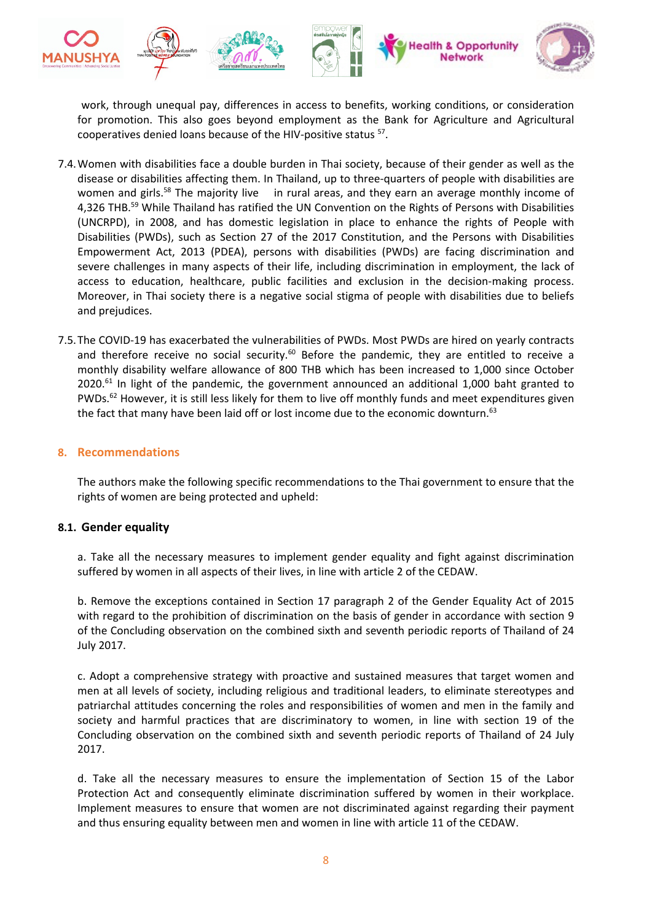work, through unequal pay, differences in access to benefits, working conditions, or consideration for promotion. This also goes beyond employment as the Bank for Agriculture and Agricultural cooperatives denied loans because of the HIV-positive status [57].

7.4. Women with disabilities face a double burden in Thai society, because of their gender as well as the disease or disabilities affecting them. In Thailand, up to three-quarters of people with disabilities are women and girls.[58] The majority live in rural areas, and they earn an average monthly income of 4,326 THB.[59] While Thailand has ratified the UN Convention on the Rights of Persons with Disabilities (UNCRPD), in 2008, and has domestic legislation in place to enhance the rights of People with Disabilities (PWDs), such as Section 27 of the 2017 Constitution, and the Persons with Disabilities Empowerment Act, 2013 (PDEA), persons with disabilities (PWDs) are facing discrimination and severe challenges in many aspects of their life, including discrimination in employment, the lack of access to education, healthcare, public facilities and exclusion in the decision-making process. Moreover, in Thai society there is a negative social stigma of people with disabilities due to beliefs and prejudices.

7.5. The COVID-19 has exacerbated the vulnerabilities of PWDs. Most PWDs are hired on yearly contracts and therefore receive no social security.[60] Before the pandemic, they are entitled to receive a monthly disability welfare allowance of 800 THB which has been increased to 1,000 since October 2020.[61] In light of the pandemic, the government announced an additional 1,000 baht granted to PWDs.[62] However, it is still less likely for them to live off monthly funds and meet expenditures given the fact that many have been laid off or lost income due to the economic downturn.[63]

## 8. Recommendations

The authors make the following specific recommendations to the Thai government to ensure that the rights of women are being protected and upheld:

### 8.1. Gender equality

a. Take all the necessary measures to implement gender equality and fight against discrimination suffered by women in all aspects of their lives, in line with article 2 of the CEDAW.

b. Remove the exceptions contained in Section 17 paragraph 2 of the Gender Equality Act of 2015 with regard to the prohibition of discrimination on the basis of gender in accordance with section 9 of the Concluding observation on the combined sixth and seventh periodic reports of Thailand of 24 July 2017.

c. Adopt a comprehensive strategy with proactive and sustained measures that target women and men at all levels of society, including religious and traditional leaders, to eliminate stereotypes and patriarchal attitudes concerning the roles and responsibilities of women and men in the family and society and harmful practices that are discriminatory to women, in line with section 19 of the Concluding observation on the combined sixth and seventh periodic reports of Thailand of 24 July 2017.

d. Take all the necessary measures to ensure the implementation of Section 15 of the Labor Protection Act and consequently eliminate discrimination suffered by women in their workplace. Implement measures to ensure that women are not discriminated against regarding their payment and thus ensuring equality between men and women in line with article 11 of the CEDAW.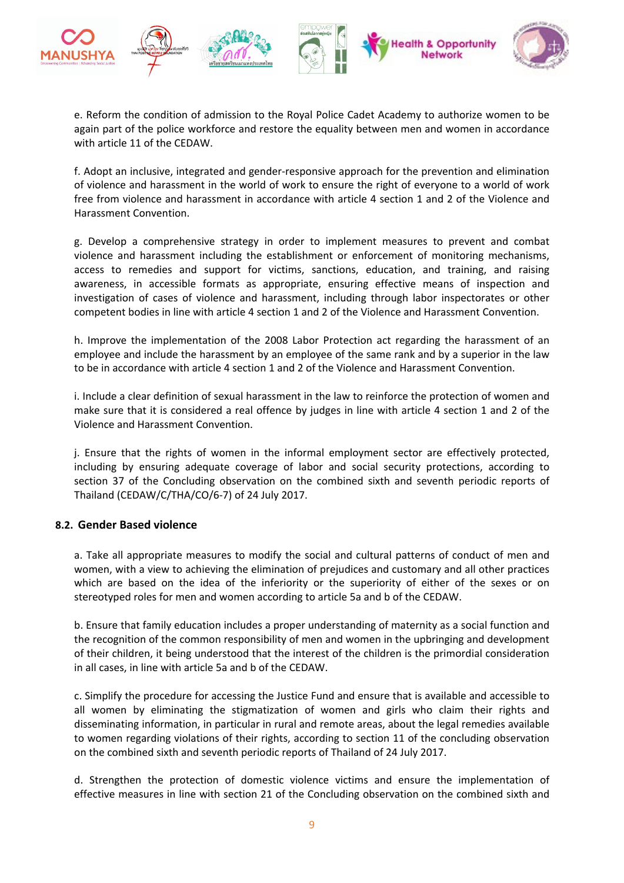e. Reform the condition of admission to the Royal Police Cadet Academy to authorize women to be again part of the police workforce and restore the equality between men and women in accordance with article 11 of the CEDAW.

f. Adopt an inclusive, integrated and gender-responsive approach for the prevention and elimination of violence and harassment in the world of work to ensure the right of everyone to a world of work free from violence and harassment in accordance with article 4 section 1 and 2 of the Violence and Harassment Convention.

g. Develop a comprehensive strategy in order to implement measures to prevent and combat violence and harassment including the establishment or enforcement of monitoring mechanisms, access to remedies and support for victims, sanctions, education, and training, and raising awareness, in accessible formats as appropriate, ensuring effective means of inspection and investigation of cases of violence and harassment, including through labor inspectorates or other competent bodies in line with article 4 section 1 and 2 of the Violence and Harassment Convention.

h. Improve the implementation of the 2008 Labor Protection act regarding the harassment of an employee and include the harassment by an employee of the same rank and by a superior in the law to be in accordance with article 4 section 1 and 2 of the Violence and Harassment Convention.

i. Include a clear definition of sexual harassment in the law to reinforce the protection of women and make sure that it is considered a real offence by judges in line with article 4 section 1 and 2 of the Violence and Harassment Convention.

j. Ensure that the rights of women in the informal employment sector are effectively protected, including by ensuring adequate coverage of labor and social security protections, according to section 37 of the Concluding observation on the combined sixth and seventh periodic reports of Thailand (CEDAW/C/THA/CO/6-7) of 24 July 2017.

### 8.2. Gender Based violence

a. Take all appropriate measures to modify the social and cultural patterns of conduct of men and women, with a view to achieving the elimination of prejudices and customary and all other practices which are based on the idea of the inferiority or the superiority of either of the sexes or on stereotyped roles for men and women according to article 5a and b of the CEDAW.

b. Ensure that family education includes a proper understanding of maternity as a social function and the recognition of the common responsibility of men and women in the upbringing and development of their children, it being understood that the interest of the children is the primordial consideration in all cases, in line with article 5a and b of the CEDAW.

c. Simplify the procedure for accessing the Justice Fund and ensure that is available and accessible to all women by eliminating the stigmatization of women and girls who claim their rights and disseminating information, in particular in rural and remote areas, about the legal remedies available to women regarding violations of their rights, according to section 11 of the concluding observation on the combined sixth and seventh periodic reports of Thailand of 24 July 2017.

d. Strengthen the protection of domestic violence victims and ensure the implementation of effective measures in line with section 21 of the Concluding observation on the combined sixth and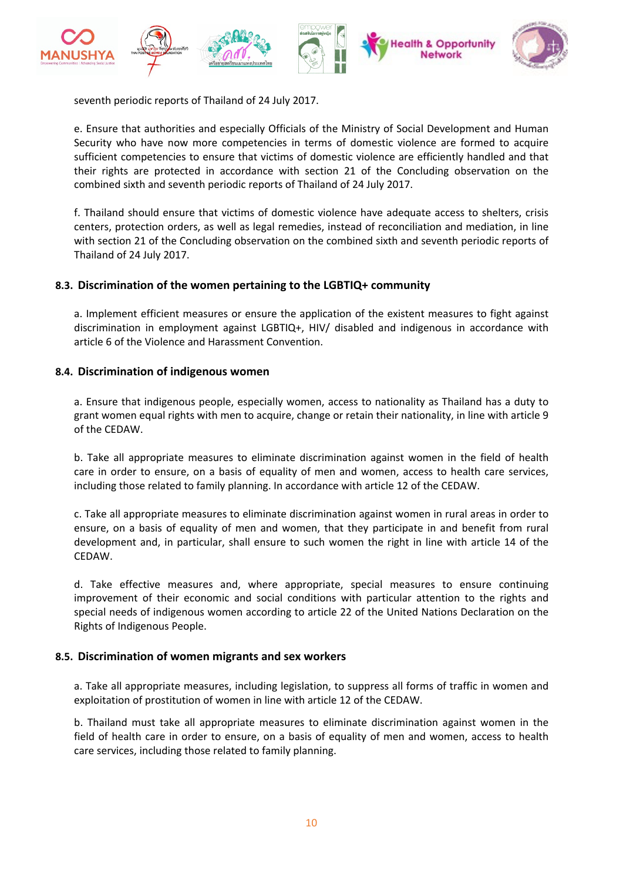seventh periodic reports of Thailand of 24 July 2017.

e. Ensure that authorities and especially Officials of the Ministry of Social Development and Human Security who have now more competencies in terms of domestic violence are formed to acquire sufficient competencies to ensure that victims of domestic violence are efficiently handled and that their rights are protected in accordance with section 21 of the Concluding observation on the combined sixth and seventh periodic reports of Thailand of 24 July 2017.

f. Thailand should ensure that victims of domestic violence have adequate access to shelters, crisis centers, protection orders, as well as legal remedies, instead of reconciliation and mediation, in line with section 21 of the Concluding observation on the combined sixth and seventh periodic reports of Thailand of 24 July 2017.

### 8.3. Discrimination of the women pertaining to the LGBTIQ+ community

a. Implement efficient measures or ensure the application of the existent measures to fight against discrimination in employment against LGBTIQ+, HIV/ disabled and indigenous in accordance with article 6 of the Violence and Harassment Convention.

### 8.4. Discrimination of indigenous women

a. Ensure that indigenous people, especially women, access to nationality as Thailand has a duty to grant women equal rights with men to acquire, change or retain their nationality, in line with article 9 of the CEDAW.

b. Take all appropriate measures to eliminate discrimination against women in the field of health care in order to ensure, on a basis of equality of men and women, access to health care services, including those related to family planning. In accordance with article 12 of the CEDAW.

c. Take all appropriate measures to eliminate discrimination against women in rural areas in order to ensure, on a basis of equality of men and women, that they participate in and benefit from rural development and, in particular, shall ensure to such women the right in line with article 14 of the CEDAW.

d. Take effective measures and, where appropriate, special measures to ensure continuing improvement of their economic and social conditions with particular attention to the rights and special needs of indigenous women according to article 22 of the United Nations Declaration on the Rights of Indigenous People.

### 8.5. Discrimination of women migrants and sex workers

a. Take all appropriate measures, including legislation, to suppress all forms of traffic in women and exploitation of prostitution of women in line with article 12 of the CEDAW.

b. Thailand must take all appropriate measures to eliminate discrimination against women in the field of health care in order to ensure, on a basis of equality of men and women, access to health care services, including those related to family planning.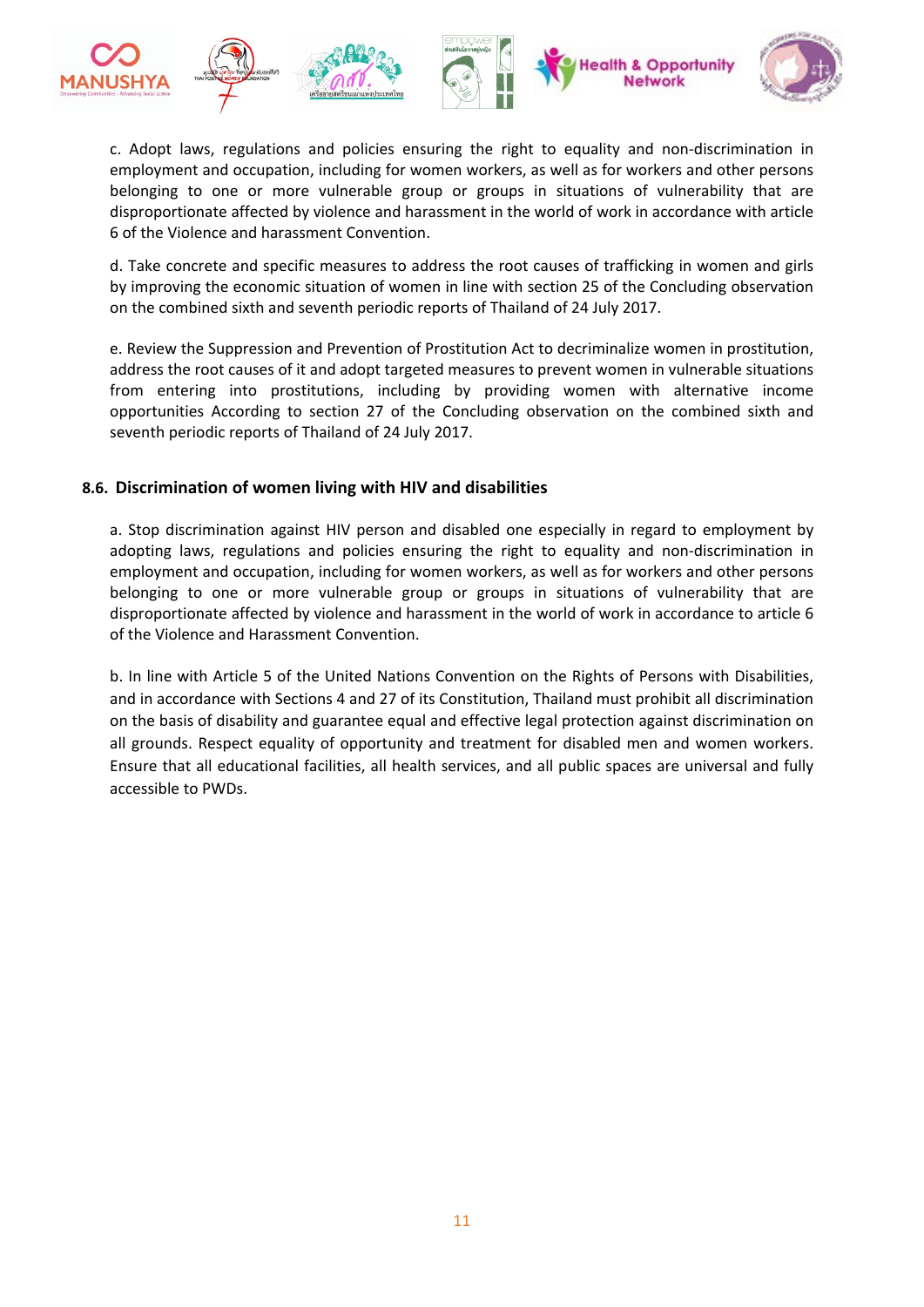c. Adopt laws, regulations and policies ensuring the right to equality and non-discrimination in employment and occupation, including for women workers, as well as for workers and other persons belonging to one or more vulnerable group or groups in situations of vulnerability that are disproportionate affected by violence and harassment in the world of work in accordance with article 6 of the Violence and harassment Convention.

d. Take concrete and specific measures to address the root causes of trafficking in women and girls by improving the economic situation of women in line with section 25 of the Concluding observation on the combined sixth and seventh periodic reports of Thailand of 24 July 2017.

e. Review the Suppression and Prevention of Prostitution Act to decriminalize women in prostitution, address the root causes of it and adopt targeted measures to prevent women in vulnerable situations from entering into prostitutions, including by providing women with alternative income opportunities According to section 27 of the Concluding observation on the combined sixth and seventh periodic reports of Thailand of 24 July 2017.

### 8.6. Discrimination of women living with HIV and disabilities

a. Stop discrimination against HIV person and disabled one especially in regard to employment by adopting laws, regulations and policies ensuring the right to equality and non-discrimination in employment and occupation, including for women workers, as well as for workers and other persons belonging to one or more vulnerable group or groups in situations of vulnerability that are disproportionate affected by violence and harassment in the world of work in accordance to article 6 of the Violence and Harassment Convention.

b. In line with Article 5 of the United Nations Convention on the Rights of Persons with Disabilities, and in accordance with Sections 4 and 27 of its Constitution, Thailand must prohibit all discrimination on the basis of disability and guarantee equal and effective legal protection against discrimination on all grounds. Respect equality of opportunity and treatment for disabled men and women workers. Ensure that all educational facilities, all health services, and all public spaces are universal and fully accessible to PWDs.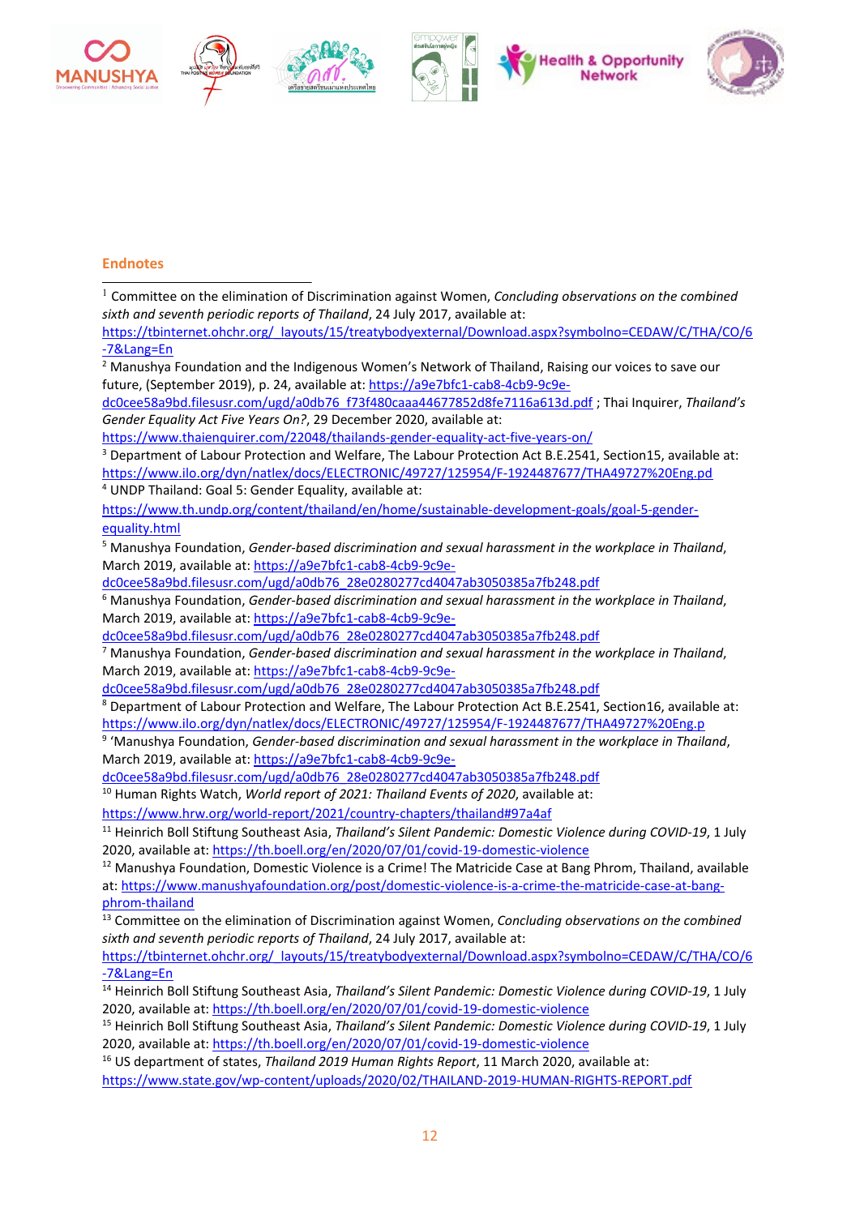## Endnotes

[1] Committee on the elimination of Discrimination against Women, *Concluding observations on the combined sixth and seventh periodic reports of Thailand*, 24 July 2017, available at: https://tbinternet.ohchr.org/_layouts/15/treatybodyexternal/Download.aspx?symbolno=CEDAW/C/THA/CO/6-7&Lang=En

[2] Manushya Foundation and the Indigenous Women's Network of Thailand, Raising our voices to save our future, (September 2019), p. 24, available at: https://a9e7bfc1-cab8-4cb9-9c9e-dc0cee58a9bd.filesusr.com/ugd/a0db76_f73f480caaa44677852d8fe7116a613d.pdf ; Thai Inquirer, *Thailand's Gender Equality Act Five Years On?*, 29 December 2020, available at: https://www.thaienquirer.com/22048/thailands-gender-equality-act-five-years-on/

[3] Department of Labour Protection and Welfare, The Labour Protection Act B.E.2541, Section15, available at: https://www.ilo.org/dyn/natlex/docs/ELECTRONIC/49727/125954/F-1924487677/THA49727%20Eng.pd

[4] UNDP Thailand: Goal 5: Gender Equality, available at: https://www.th.undp.org/content/thailand/en/home/sustainable-development-goals/goal-5-gender-equality.html

[5] Manushya Foundation, *Gender-based discrimination and sexual harassment in the workplace in Thailand*, March 2019, available at: https://a9e7bfc1-cab8-4cb9-9c9e-dc0cee58a9bd.filesusr.com/ugd/a0db76_28e0280277cd4047ab3050385a7fb248.pdf

[6] Manushya Foundation, *Gender-based discrimination and sexual harassment in the workplace in Thailand*, March 2019, available at: https://a9e7bfc1-cab8-4cb9-9c9e-dc0cee58a9bd.filesusr.com/ugd/a0db76_28e0280277cd4047ab3050385a7fb248.pdf

[7] Manushya Foundation, *Gender-based discrimination and sexual harassment in the workplace in Thailand*, March 2019, available at: https://a9e7bfc1-cab8-4cb9-9c9e-dc0cee58a9bd.filesusr.com/ugd/a0db76_28e0280277cd4047ab3050385a7fb248.pdf

[8] Department of Labour Protection and Welfare, The Labour Protection Act B.E.2541, Section16, available at: https://www.ilo.org/dyn/natlex/docs/ELECTRONIC/49727/125954/F-1924487677/THA49727%20Eng.p

[9] 'Manushya Foundation, *Gender-based discrimination and sexual harassment in the workplace in Thailand*, March 2019, available at: https://a9e7bfc1-cab8-4cb9-9c9e-dc0cee58a9bd.filesusr.com/ugd/a0db76_28e0280277cd4047ab3050385a7fb248.pdf

[10] Human Rights Watch, *World report of 2021: Thailand Events of 2020*, available at: https://www.hrw.org/world-report/2021/country-chapters/thailand#97a4af

[11] Heinrich Boll Stiftung Southeast Asia, *Thailand's Silent Pandemic: Domestic Violence during COVID-19*, 1 July 2020, available at: https://th.boell.org/en/2020/07/01/covid-19-domestic-violence

[12] Manushya Foundation, Domestic Violence is a Crime! The Matricide Case at Bang Phrom, Thailand, available at: https://www.manushyafoundation.org/post/domestic-violence-is-a-crime-the-matricide-case-at-bang-phrom-thailand

[13] Committee on the elimination of Discrimination against Women, *Concluding observations on the combined sixth and seventh periodic reports of Thailand*, 24 July 2017, available at: https://tbinternet.ohchr.org/_layouts/15/treatybodyexternal/Download.aspx?symbolno=CEDAW/C/THA/CO/6-7&Lang=En

[14] Heinrich Boll Stiftung Southeast Asia, *Thailand's Silent Pandemic: Domestic Violence during COVID-19*, 1 July 2020, available at: https://th.boell.org/en/2020/07/01/covid-19-domestic-violence

[15] Heinrich Boll Stiftung Southeast Asia, *Thailand's Silent Pandemic: Domestic Violence during COVID-19*, 1 July 2020, available at: https://th.boell.org/en/2020/07/01/covid-19-domestic-violence

[16] US department of states, *Thailand 2019 Human Rights Report*, 11 March 2020, available at: https://www.state.gov/wp-content/uploads/2020/02/THAILAND-2019-HUMAN-RIGHTS-REPORT.pdf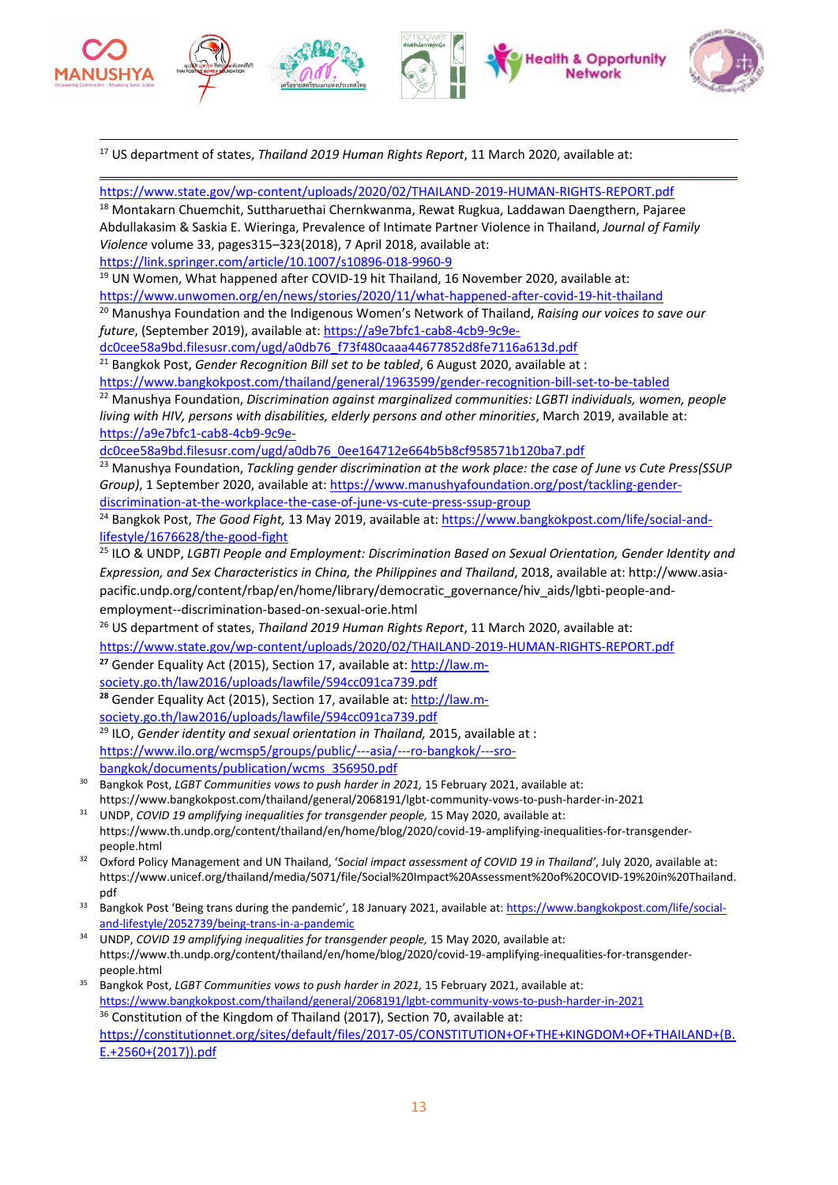[17] US department of states, *Thailand 2019 Human Rights Report*, 11 March 2020, available at: https://www.state.gov/wp-content/uploads/2020/02/THAILAND-2019-HUMAN-RIGHTS-REPORT.pdf

[18] Montakarn Chuemchit, Suttharuethai Chernkwanma, Rewat Rugkua, Laddawan Daengthern, Pajaree Abdullakasim & Saskia E. Wieringa, Prevalence of Intimate Partner Violence in Thailand, *Journal of Family Violence* volume 33, pages315–323(2018), 7 April 2018, available at: https://link.springer.com/article/10.1007/s10896-018-9960-9

[19] UN Women, What happened after COVID-19 hit Thailand, 16 November 2020, available at: https://www.unwomen.org/en/news/stories/2020/11/what-happened-after-covid-19-hit-thailand

[20] Manushya Foundation and the Indigenous Women's Network of Thailand, *Raising our voices to save our future*, (September 2019), available at: https://a9e7bfc1-cab8-4cb9-9c9e-dc0cee58a9bd.filesusr.com/ugd/a0db76_f73f480caaa44677852d8fe7116a613d.pdf

[21] Bangkok Post, *Gender Recognition Bill set to be tabled*, 6 August 2020, available at : https://www.bangkokpost.com/thailand/general/1963599/gender-recognition-bill-set-to-be-tabled

[22] Manushya Foundation, *Discrimination against marginalized communities: LGBTI individuals, women, people living with HIV, persons with disabilities, elderly persons and other minorities*, March 2019, available at: https://a9e7bfc1-cab8-4cb9-9c9e-dc0cee58a9bd.filesusr.com/ugd/a0db76_0ee164712e664b5b8cf958571b120ba7.pdf

[23] Manushya Foundation, *Tackling gender discrimination at the work place: the case of June vs Cute Press(SSUP Group)*, 1 September 2020, available at: https://www.manushyafoundation.org/post/tackling-gender-discrimination-at-the-workplace-the-case-of-june-vs-cute-press-ssup-group

[24] Bangkok Post, *The Good Fight,* 13 May 2019, available at: https://www.bangkokpost.com/life/social-and-lifestyle/1676628/the-good-fight

[25] ILO & UNDP, *LGBTI People and Employment: Discrimination Based on Sexual Orientation, Gender Identity and Expression, and Sex Characteristics in China, the Philippines and Thailand*, 2018, available at: http://www.asia-pacific.undp.org/content/rbap/en/home/library/democratic_governance/hiv_aids/lgbti-people-and-employment--discrimination-based-on-sexual-orie.html

[26] US department of states, *Thailand 2019 Human Rights Report*, 11 March 2020, available at: https://www.state.gov/wp-content/uploads/2020/02/THAILAND-2019-HUMAN-RIGHTS-REPORT.pdf

[27] Gender Equality Act (2015), Section 17, available at: http://law.m-society.go.th/law2016/uploads/lawfile/594cc091ca739.pdf

[28] Gender Equality Act (2015), Section 17, available at: http://law.m-society.go.th/law2016/uploads/lawfile/594cc091ca739.pdf

[29] ILO, *Gender identity and sexual orientation in Thailand,* 2015, available at : https://www.ilo.org/wcmsp5/groups/public/---asia/---ro-bangkok/---sro-bangkok/documents/publication/wcms_356950.pdf

[30] Bangkok Post, *LGBT Communities vows to push harder in 2021,* 15 February 2021, available at: https://www.bangkokpost.com/thailand/general/2068191/lgbt-community-vows-to-push-harder-in-2021

[31] UNDP, *COVID 19 amplifying inequalities for transgender people,* 15 May 2020, available at: https://www.th.undp.org/content/thailand/en/home/blog/2020/covid-19-amplifying-inequalities-for-transgender-people.html

[32] Oxford Policy Management and UN Thailand, '*Social impact assessment of COVID 19 in Thailand*', July 2020, available at: https://www.unicef.org/thailand/media/5071/file/Social%20Impact%20Assessment%20of%20COVID-19%20in%20Thailand.pdf

[33] Bangkok Post 'Being trans during the pandemic', 18 January 2021, available at: https://www.bangkokpost.com/life/social-and-lifestyle/2052739/being-trans-in-a-pandemic

[34] UNDP, *COVID 19 amplifying inequalities for transgender people,* 15 May 2020, available at: https://www.th.undp.org/content/thailand/en/home/blog/2020/covid-19-amplifying-inequalities-for-transgender-people.html

[35] Bangkok Post, *LGBT Communities vows to push harder in 2021,* 15 February 2021, available at: https://www.bangkokpost.com/thailand/general/2068191/lgbt-community-vows-to-push-harder-in-2021

[36] Constitution of the Kingdom of Thailand (2017), Section 70, available at: https://constitutionnet.org/sites/default/files/2017-05/CONSTITUTION+OF+THE+KINGDOM+OF+THAILAND+(B.E.+2560+(2017)).pdf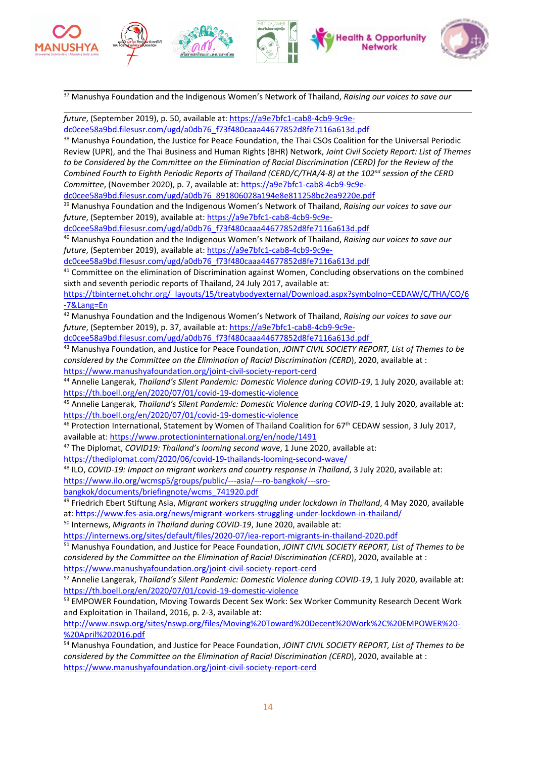[37] Manushya Foundation and the Indigenous Women's Network of Thailand, *Raising our voices to save our future*, (September 2019), p. 50, available at: https://a9e7bfc1-cab8-4cb9-9c9e-dc0cee58a9bd.filesusr.com/ugd/a0db76_f73f480caaa44677852d8fe7116a613d.pdf

[38] Manushya Foundation, the Justice for Peace Foundation, the Thai CSOs Coalition for the Universal Periodic Review (UPR), and the Thai Business and Human Rights (BHR) Network, *Joint Civil Society Report: List of Themes to be Considered by the Committee on the Elimination of Racial Discrimination (CERD) for the Review of the Combined Fourth to Eighth Periodic Reports of Thailand (CERD/C/THA/4-8) at the 102nd session of the CERD Committee*, (November 2020), p. 7, available at: https://a9e7bfc1-cab8-4cb9-9c9e-dc0cee58a9bd.filesusr.com/ugd/a0db76_891806028a194e8e811258bc2ea9220e.pdf

[39] Manushya Foundation and the Indigenous Women's Network of Thailand, *Raising our voices to save our future*, (September 2019), available at: https://a9e7bfc1-cab8-4cb9-9c9e-dc0cee58a9bd.filesusr.com/ugd/a0db76_f73f480caaa44677852d8fe7116a613d.pdf

[40] Manushya Foundation and the Indigenous Women's Network of Thailand, *Raising our voices to save our future*, (September 2019), available at: https://a9e7bfc1-cab8-4cb9-9c9e-dc0cee58a9bd.filesusr.com/ugd/a0db76_f73f480caaa44677852d8fe7116a613d.pdf

[41] Committee on the elimination of Discrimination against Women, Concluding observations on the combined sixth and seventh periodic reports of Thailand, 24 July 2017, available at: https://tbinternet.ohchr.org/_layouts/15/treatybodyexternal/Download.aspx?symbolno=CEDAW/C/THA/CO/6-7&Lang=En

[42] Manushya Foundation and the Indigenous Women's Network of Thailand, *Raising our voices to save our future*, (September 2019), p. 37, available at: https://a9e7bfc1-cab8-4cb9-9c9e-dc0cee58a9bd.filesusr.com/ugd/a0db76_f73f480caaa44677852d8fe7116a613d.pdf

[43] Manushya Foundation, and Justice for Peace Foundation, *JOINT CIVIL SOCIETY REPORT, List of Themes to be considered by the Committee on the Elimination of Racial Discrimination (CERD)*, 2020, available at : https://www.manushyafoundation.org/joint-civil-society-report-cerd

[44] Annelie Langerak, *Thailand's Silent Pandemic: Domestic Violence during COVID-19*, 1 July 2020, available at: https://th.boell.org/en/2020/07/01/covid-19-domestic-violence

[45] Annelie Langerak, *Thailand's Silent Pandemic: Domestic Violence during COVID-19*, 1 July 2020, available at: https://th.boell.org/en/2020/07/01/covid-19-domestic-violence

[46] Protection International, Statement by Women of Thailand Coalition for 67th CEDAW session, 3 July 2017, available at: https://www.protectioninternational.org/en/node/1491

[47] The Diplomat, *COVID19: Thailand's looming second wave*, 1 June 2020, available at: https://thediplomat.com/2020/06/covid-19-thailands-looming-second-wave/

[48] ILO, *COVID-19: Impact on migrant workers and country response in Thailand*, 3 July 2020, available at: https://www.ilo.org/wcmsp5/groups/public/---asia/---ro-bangkok/---sro-bangkok/documents/briefingnote/wcms_741920.pdf

[49] Friedrich Ebert Stiftung Asia, *Migrant workers struggling under lockdown in Thailand*, 4 May 2020, available at: https://www.fes-asia.org/news/migrant-workers-struggling-under-lockdown-in-thailand/

[50] Internews, *Migrants in Thailand during COVID-19*, June 2020, available at: https://internews.org/sites/default/files/2020-07/iea-report-migrants-in-thailand-2020.pdf

[51] Manushya Foundation, and Justice for Peace Foundation, *JOINT CIVIL SOCIETY REPORT, List of Themes to be considered by the Committee on the Elimination of Racial Discrimination (CERD)*, 2020, available at : https://www.manushyafoundation.org/joint-civil-society-report-cerd

[52] Annelie Langerak, *Thailand's Silent Pandemic: Domestic Violence during COVID-19*, 1 July 2020, available at: https://th.boell.org/en/2020/07/01/covid-19-domestic-violence

[53] EMPOWER Foundation, Moving Towards Decent Sex Work: Sex Worker Community Research Decent Work and Exploitation in Thailand, 2016, p. 2-3, available at: http://www.nswp.org/sites/nswp.org/files/Moving%20Toward%20Decent%20Work%2C%20EMPOWER%20-%20April%202016.pdf

[54] Manushya Foundation, and Justice for Peace Foundation, *JOINT CIVIL SOCIETY REPORT, List of Themes to be considered by the Committee on the Elimination of Racial Discrimination (CERD)*, 2020, available at : https://www.manushyafoundation.org/joint-civil-society-report-cerd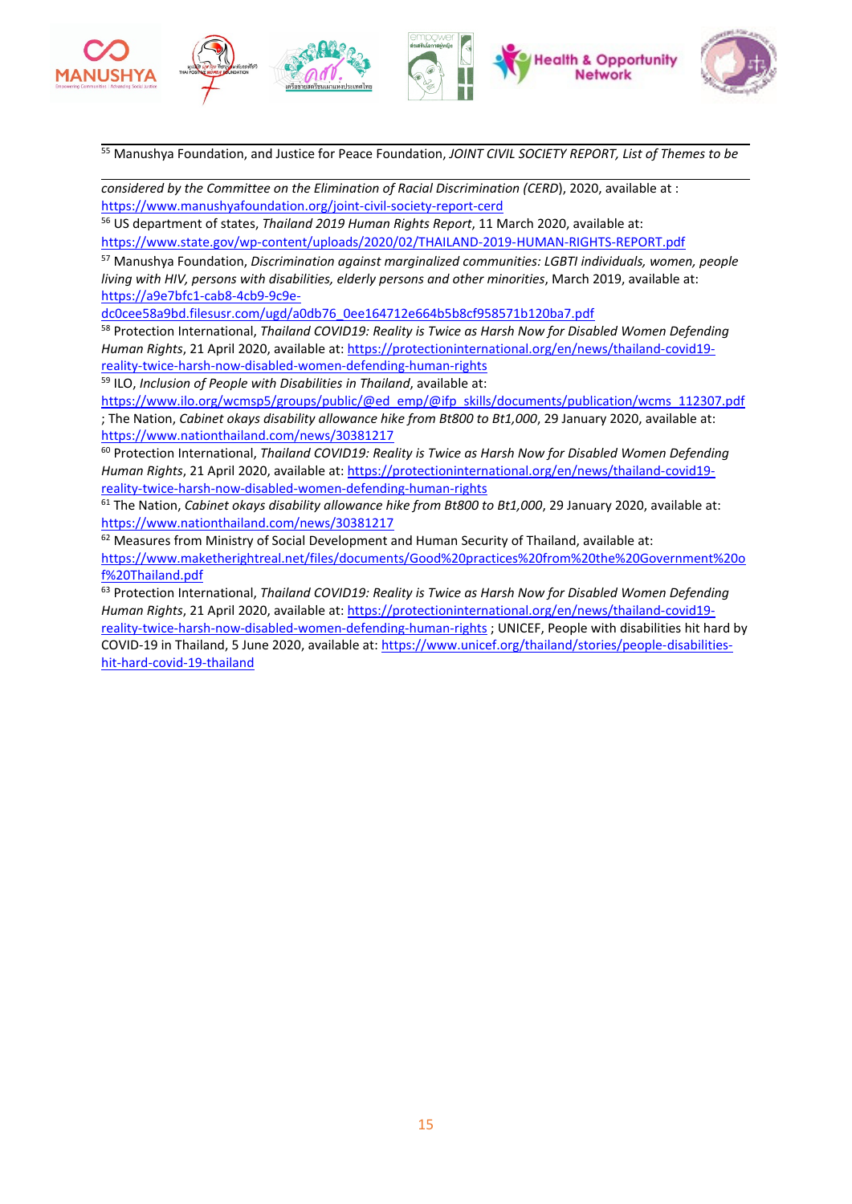[55] Manushya Foundation, and Justice for Peace Foundation, *JOINT CIVIL SOCIETY REPORT, List of Themes to be considered by the Committee on the Elimination of Racial Discrimination (CERD)*, 2020, available at : https://www.manushyafoundation.org/joint-civil-society-report-cerd

[56] US department of states, *Thailand 2019 Human Rights Report*, 11 March 2020, available at: https://www.state.gov/wp-content/uploads/2020/02/THAILAND-2019-HUMAN-RIGHTS-REPORT.pdf

[57] Manushya Foundation, *Discrimination against marginalized communities: LGBTI individuals, women, people living with HIV, persons with disabilities, elderly persons and other minorities*, March 2019, available at: https://a9e7bfc1-cab8-4cb9-9c9e-dc0cee58a9bd.filesusr.com/ugd/a0db76_0ee164712e664b5b8cf958571b120ba7.pdf

[58] Protection International, *Thailand COVID19: Reality is Twice as Harsh Now for Disabled Women Defending Human Rights*, 21 April 2020, available at: https://protectioninternational.org/en/news/thailand-covid19-reality-twice-harsh-now-disabled-women-defending-human-rights

[59] ILO, *Inclusion of People with Disabilities in Thailand*, available at: https://www.ilo.org/wcmsp5/groups/public/@ed_emp/@ifp_skills/documents/publication/wcms_112307.pdf ; The Nation, *Cabinet okays disability allowance hike from Bt800 to Bt1,000*, 29 January 2020, available at: https://www.nationthailand.com/news/30381217

[60] Protection International, *Thailand COVID19: Reality is Twice as Harsh Now for Disabled Women Defending Human Rights*, 21 April 2020, available at: https://protectioninternational.org/en/news/thailand-covid19-reality-twice-harsh-now-disabled-women-defending-human-rights

[61] The Nation, *Cabinet okays disability allowance hike from Bt800 to Bt1,000*, 29 January 2020, available at: https://www.nationthailand.com/news/30381217

[62] Measures from Ministry of Social Development and Human Security of Thailand, available at: https://www.maketherightreal.net/files/documents/Good%20practices%20from%20the%20Government%20of%20Thailand.pdf

[63] Protection International, *Thailand COVID19: Reality is Twice as Harsh Now for Disabled Women Defending Human Rights*, 21 April 2020, available at: https://protectioninternational.org/en/news/thailand-covid19-reality-twice-harsh-now-disabled-women-defending-human-rights ; UNICEF, People with disabilities hit hard by COVID-19 in Thailand, 5 June 2020, available at: https://www.unicef.org/thailand/stories/people-disabilities-hit-hard-covid-19-thailand